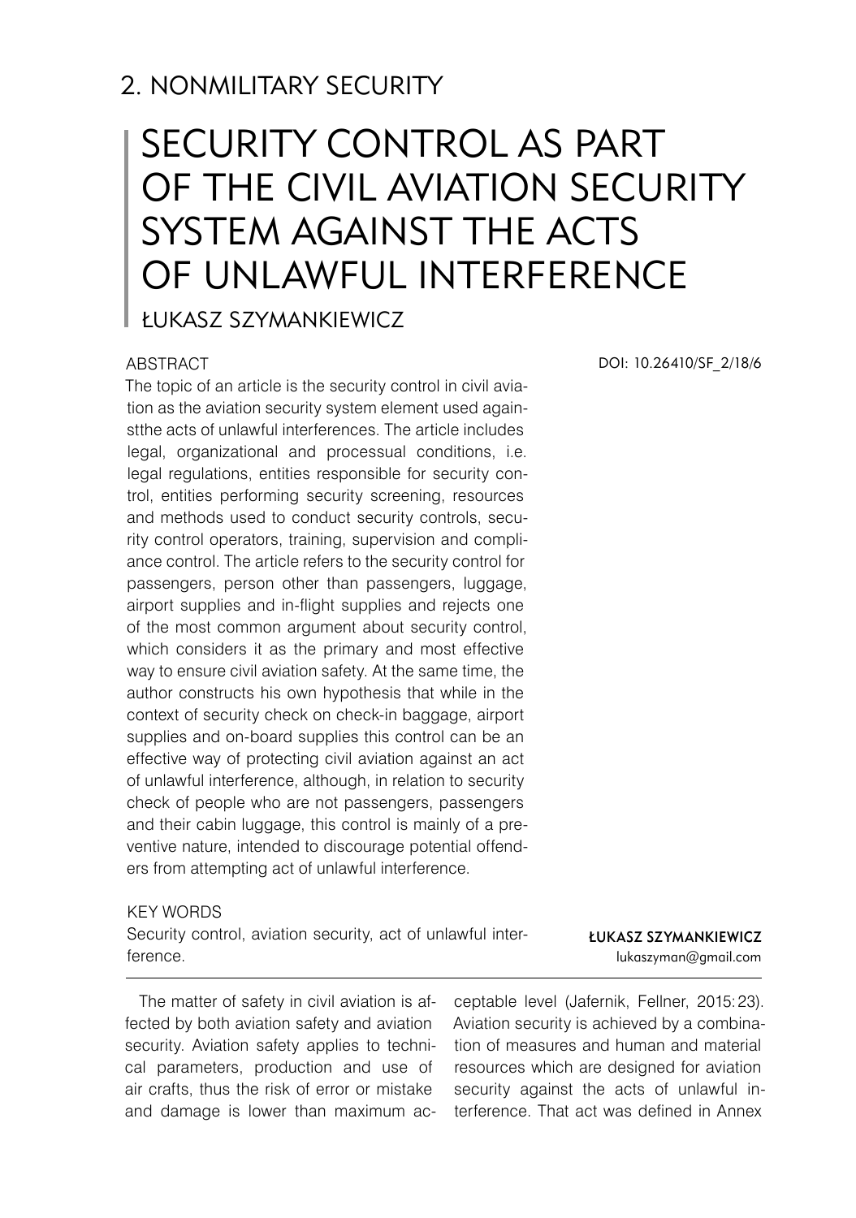## 2. NONMILITARY SECURITY

# SECURITY CONTROL AS PART OF THE CIVIL AVIATION SECURITY SYSTEM AGAINST THE ACTS OF UNLAWFUL INTERFERENCE

ŁUKASZ SZYMANKIEWICZ

DOI: 10.26410/SF_2/18/6

### ABSTRACT

The topic of an article is the security control in civil aviation as the aviation security system element used againstthe acts of unlawful interferences. The article includes legal, organizational and processual conditions, i.e. legal regulations, entities responsible for security control, entities performing security screening, resources and methods used to conduct security controls, security control operators, training, supervision and compliance control. The article refers to the security control for passengers, person other than passengers, luggage, airport supplies and in-flight supplies and rejects one of the most common argument about security control, which considers it as the primary and most effective way to ensure civil aviation safety. At the same time, the author constructs his own hypothesis that while in the context of security check on check-in baggage, airport supplies and on-board supplies this control can be an effective way of protecting civil aviation against an act of unlawful interference, although, in relation to security check of people who are not passengers, passengers and their cabin luggage, this control is mainly of a preventive nature, intended to discourage potential offenders from attempting act of unlawful interference.

### KEY WORDS

Security control, aviation security, act of unlawful interference.

**ŁUKASZ SZYMANKIEWICZ**
lukaszyman@gmail.com

---

The matter of safety in civil aviation is affected by both aviation safety and aviation security. Aviation safety applies to technical parameters, production and use of air crafts, thus the risk of error or mistake and damage is lower than maximum acceptable level (Jafernik, Fellner, 2015: 23). Aviation security is achieved by a combination of measures and human and material resources which are designed for aviation security against the acts of unlawful interference. That act was defined in Annex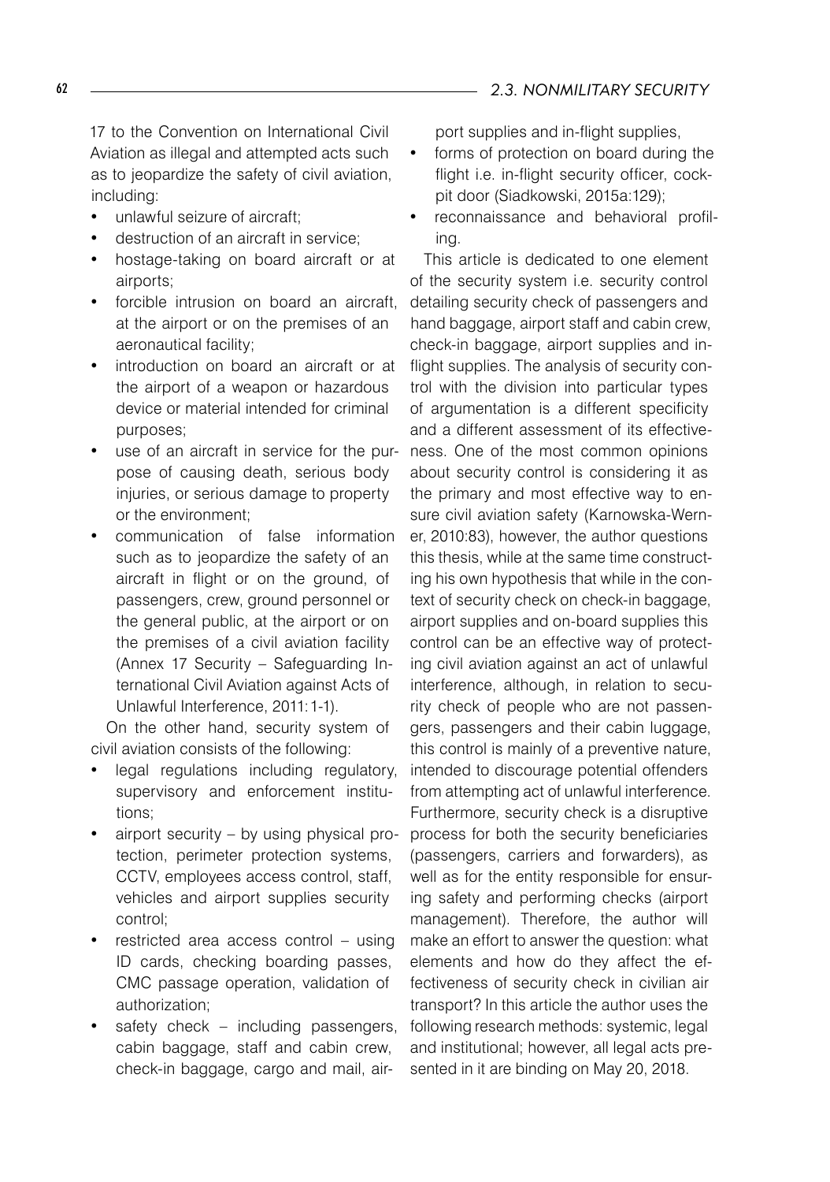17 to the Convention on International Civil Aviation as illegal and attempted acts such as to jeopardize the safety of civil aviation, including:

- unlawful seizure of aircraft;
- destruction of an aircraft in service;
- hostage-taking on board aircraft or at airports;
- forcible intrusion on board an aircraft, at the airport or on the premises of an aeronautical facility;
- introduction on board an aircraft or at the airport of a weapon or hazardous device or material intended for criminal purposes;
- use of an aircraft in service for the purpose of causing death, serious body injuries, or serious damage to property or the environment;
- communication of false information such as to jeopardize the safety of an aircraft in flight or on the ground, of passengers, crew, ground personnel or the general public, at the airport or on the premises of a civil aviation facility (Annex 17 Security – Safeguarding International Civil Aviation against Acts of Unlawful Interference, 2011: 1-1).

On the other hand, security system of civil aviation consists of the following:

- legal regulations including regulatory, supervisory and enforcement institutions;
- airport security – by using physical protection, perimeter protection systems, CCTV, employees access control, staff, vehicles and airport supplies security control;
- restricted area access control – using ID cards, checking boarding passes, CMC passage operation, validation of authorization;
- safety check – including passengers, cabin baggage, staff and cabin crew, check-in baggage, cargo and mail, airport supplies and in-flight supplies,
- forms of protection on board during the flight i.e. in-flight security officer, cockpit door (Siadkowski, 2015a:129);
- reconnaissance and behavioral profiling.

This article is dedicated to one element of the security system i.e. security control detailing security check of passengers and hand baggage, airport staff and cabin crew, check-in baggage, airport supplies and in-flight supplies. The analysis of security control with the division into particular types of argumentation is a different specificity and a different assessment of its effectiveness. One of the most common opinions about security control is considering it as the primary and most effective way to ensure civil aviation safety (Karnowska-Werner, 2010:83), however, the author questions this thesis, while at the same time constructing his own hypothesis that while in the context of security check on check-in baggage, airport supplies and on-board supplies this control can be an effective way of protecting civil aviation against an act of unlawful interference, although, in relation to security check of people who are not passengers, passengers and their cabin luggage, this control is mainly of a preventive nature, intended to discourage potential offenders from attempting act of unlawful interference. Furthermore, security check is a disruptive process for both the security beneficiaries (passengers, carriers and forwarders), as well as for the entity responsible for ensuring safety and performing checks (airport management). Therefore, the author will make an effort to answer the question: what elements and how do they affect the effectiveness of security check in civilian air transport? In this article the author uses the following research methods: systemic, legal and institutional; however, all legal acts presented in it are binding on May 20, 2018.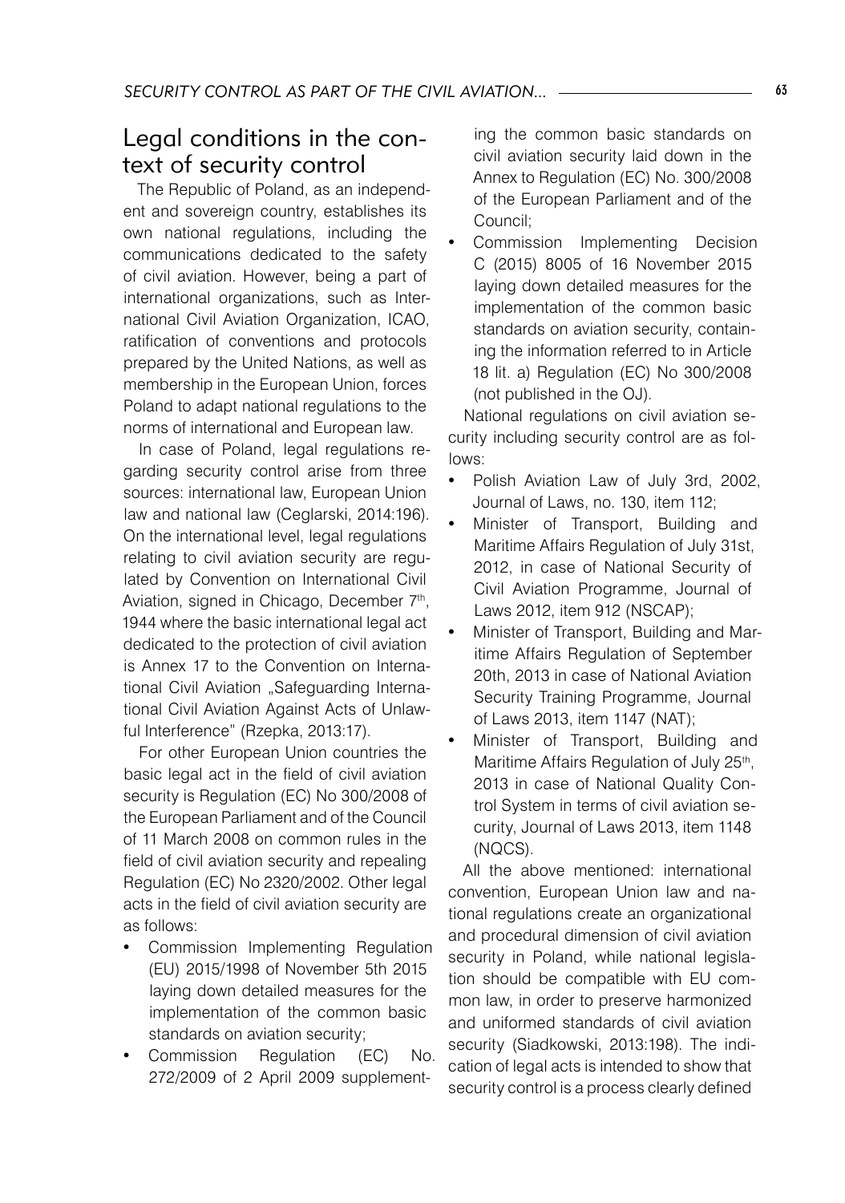## Legal conditions in the context of security control

The Republic of Poland, as an independent and sovereign country, establishes its own national regulations, including the communications dedicated to the safety of civil aviation. However, being a part of international organizations, such as International Civil Aviation Organization, ICAO, ratification of conventions and protocols prepared by the United Nations, as well as membership in the European Union, forces Poland to adapt national regulations to the norms of international and European law.

In case of Poland, legal regulations regarding security control arise from three sources: international law, European Union law and national law (Ceglarski, 2014:196). On the international level, legal regulations relating to civil aviation security are regulated by Convention on International Civil Aviation, signed in Chicago, December 7th, 1944 where the basic international legal act dedicated to the protection of civil aviation is Annex 17 to the Convention on International Civil Aviation „Safeguarding International Civil Aviation Against Acts of Unlawful Interference" (Rzepka, 2013:17).

For other European Union countries the basic legal act in the field of civil aviation security is Regulation (EC) No 300/2008 of the European Parliament and of the Council of 11 March 2008 on common rules in the field of civil aviation security and repealing Regulation (EC) No 2320/2002. Other legal acts in the field of civil aviation security are as follows:

- Commission Implementing Regulation (EU) 2015/1998 of November 5th 2015 laying down detailed measures for the implementation of the common basic standards on aviation security;
- Commission Regulation (EC) No. 272/2009 of 2 April 2009 supplementing the common basic standards on civil aviation security laid down in the Annex to Regulation (EC) No. 300/2008 of the European Parliament and of the Council;
- Commission Implementing Decision C (2015) 8005 of 16 November 2015 laying down detailed measures for the implementation of the common basic standards on aviation security, containing the information referred to in Article 18 lit. a) Regulation (EC) No 300/2008 (not published in the OJ).

National regulations on civil aviation security including security control are as follows:

- Polish Aviation Law of July 3rd, 2002, Journal of Laws, no. 130, item 112;
- Minister of Transport, Building and Maritime Affairs Regulation of July 31st, 2012, in case of National Security of Civil Aviation Programme, Journal of Laws 2012, item 912 (NSCAP);
- Minister of Transport, Building and Maritime Affairs Regulation of September 20th, 2013 in case of National Aviation Security Training Programme, Journal of Laws 2013, item 1147 (NAT);
- Minister of Transport, Building and Maritime Affairs Regulation of July 25th, 2013 in case of National Quality Control System in terms of civil aviation security, Journal of Laws 2013, item 1148 (NQCS).

All the above mentioned: international convention, European Union law and national regulations create an organizational and procedural dimension of civil aviation security in Poland, while national legislation should be compatible with EU common law, in order to preserve harmonized and uniformed standards of civil aviation security (Siadkowski, 2013:198). The indication of legal acts is intended to show that security control is a process clearly defined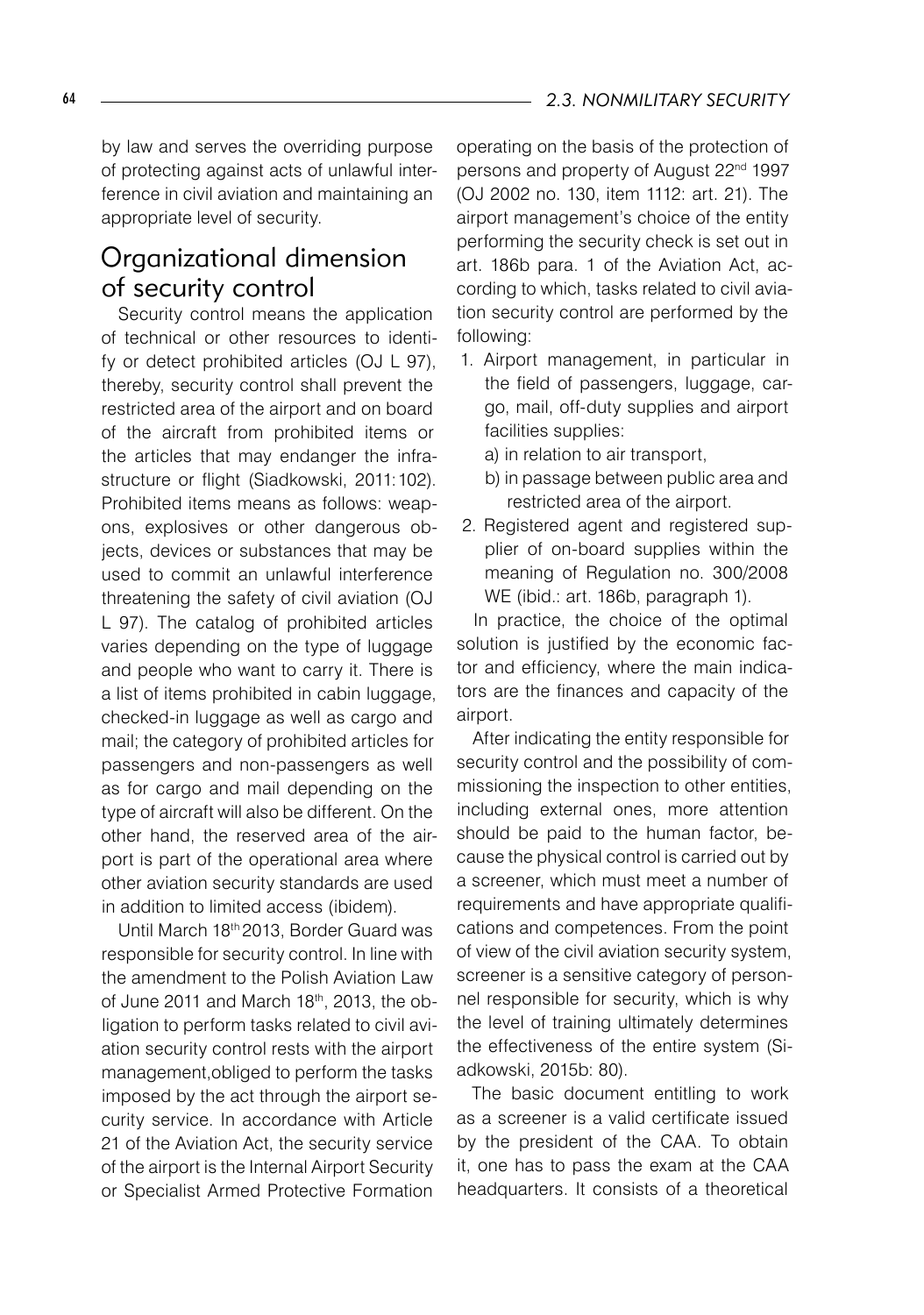by law and serves the overriding purpose of protecting against acts of unlawful interference in civil aviation and maintaining an appropriate level of security.

## Organizational dimension of security control

Security control means the application of technical or other resources to identify or detect prohibited articles (OJ L 97), thereby, security control shall prevent the restricted area of the airport and on board of the aircraft from prohibited items or the articles that may endanger the infrastructure or flight (Siadkowski, 2011: 102). Prohibited items means as follows: weapons, explosives or other dangerous objects, devices or substances that may be used to commit an unlawful interference threatening the safety of civil aviation (OJ L 97). The catalog of prohibited articles varies depending on the type of luggage and people who want to carry it. There is a list of items prohibited in cabin luggage, checked-in luggage as well as cargo and mail; the category of prohibited articles for passengers and non-passengers as well as for cargo and mail depending on the type of aircraft will also be different. On the other hand, the reserved area of the airport is part of the operational area where other aviation security standards are used in addition to limited access (ibidem).

Until March 18th 2013, Border Guard was responsible for security control. In line with the amendment to the Polish Aviation Law of June 2011 and March 18th, 2013, the obligation to perform tasks related to civil aviation security control rests with the airport management,obliged to perform the tasks imposed by the act through the airport security service. In accordance with Article 21 of the Aviation Act, the security service of the airport is the Internal Airport Security or Specialist Armed Protective Formation operating on the basis of the protection of persons and property of August 22nd 1997 (OJ 2002 no. 130, item 1112: art. 21). The airport management's choice of the entity performing the security check is set out in art. 186b para. 1 of the Aviation Act, according to which, tasks related to civil aviation security control are performed by the following:

1. Airport management, in particular in the field of passengers, luggage, cargo, mail, off-duty supplies and airport facilities supplies:
   a) in relation to air transport,
   b) in passage between public area and restricted area of the airport.
2. Registered agent and registered supplier of on-board supplies within the meaning of Regulation no. 300/2008 WE (ibid.: art. 186b, paragraph 1).

In practice, the choice of the optimal solution is justified by the economic factor and efficiency, where the main indicators are the finances and capacity of the airport.

After indicating the entity responsible for security control and the possibility of commissioning the inspection to other entities, including external ones, more attention should be paid to the human factor, because the physical control is carried out by a screener, which must meet a number of requirements and have appropriate qualifications and competences. From the point of view of the civil aviation security system, screener is a sensitive category of personnel responsible for security, which is why the level of training ultimately determines the effectiveness of the entire system (Siadkowski, 2015b: 80).

The basic document entitling to work as a screener is a valid certificate issued by the president of the CAA. To obtain it, one has to pass the exam at the CAA headquarters. It consists of a theoretical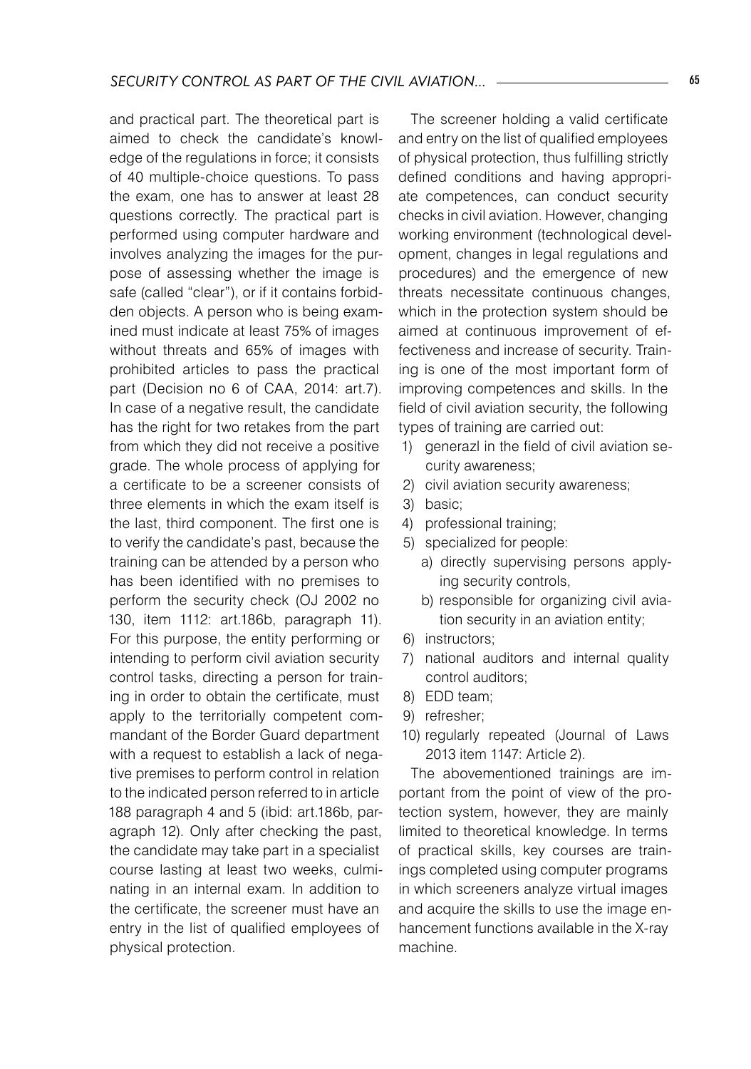and practical part. The theoretical part is aimed to check the candidate's knowledge of the regulations in force; it consists of 40 multiple-choice questions. To pass the exam, one has to answer at least 28 questions correctly. The practical part is performed using computer hardware and involves analyzing the images for the purpose of assessing whether the image is safe (called "clear"), or if it contains forbidden objects. A person who is being examined must indicate at least 75% of images without threats and 65% of images with prohibited articles to pass the practical part (Decision no 6 of CAA, 2014: art.7). In case of a negative result, the candidate has the right for two retakes from the part from which they did not receive a positive grade. The whole process of applying for a certificate to be a screener consists of three elements in which the exam itself is the last, third component. The first one is to verify the candidate's past, because the training can be attended by a person who has been identified with no premises to perform the security check (OJ 2002 no 130, item 1112: art.186b, paragraph 11). For this purpose, the entity performing or intending to perform civil aviation security control tasks, directing a person for training in order to obtain the certificate, must apply to the territorially competent commandant of the Border Guard department with a request to establish a lack of negative premises to perform control in relation to the indicated person referred to in article 188 paragraph 4 and 5 (ibid: art.186b, paragraph 12). Only after checking the past, the candidate may take part in a specialist course lasting at least two weeks, culminating in an internal exam. In addition to the certificate, the screener must have an entry in the list of qualified employees of physical protection.

The screener holding a valid certificate and entry on the list of qualified employees of physical protection, thus fulfilling strictly defined conditions and having appropriate competences, can conduct security checks in civil aviation. However, changing working environment (technological development, changes in legal regulations and procedures) and the emergence of new threats necessitate continuous changes, which in the protection system should be aimed at continuous improvement of effectiveness and increase of security. Training is one of the most important form of improving competences and skills. In the field of civil aviation security, the following types of training are carried out:

1) generazl in the field of civil aviation security awareness;
2) civil aviation security awareness;
3) basic;
4) professional training;
5) specialized for people:
   a) directly supervising persons applying security controls,
   b) responsible for organizing civil aviation security in an aviation entity;
6) instructors;
7) national auditors and internal quality control auditors;
8) EDD team;
9) refresher;
10) regularly repeated (Journal of Laws 2013 item 1147: Article 2).

The abovementioned trainings are important from the point of view of the protection system, however, they are mainly limited to theoretical knowledge. In terms of practical skills, key courses are trainings completed using computer programs in which screeners analyze virtual images and acquire the skills to use the image enhancement functions available in the X-ray machine.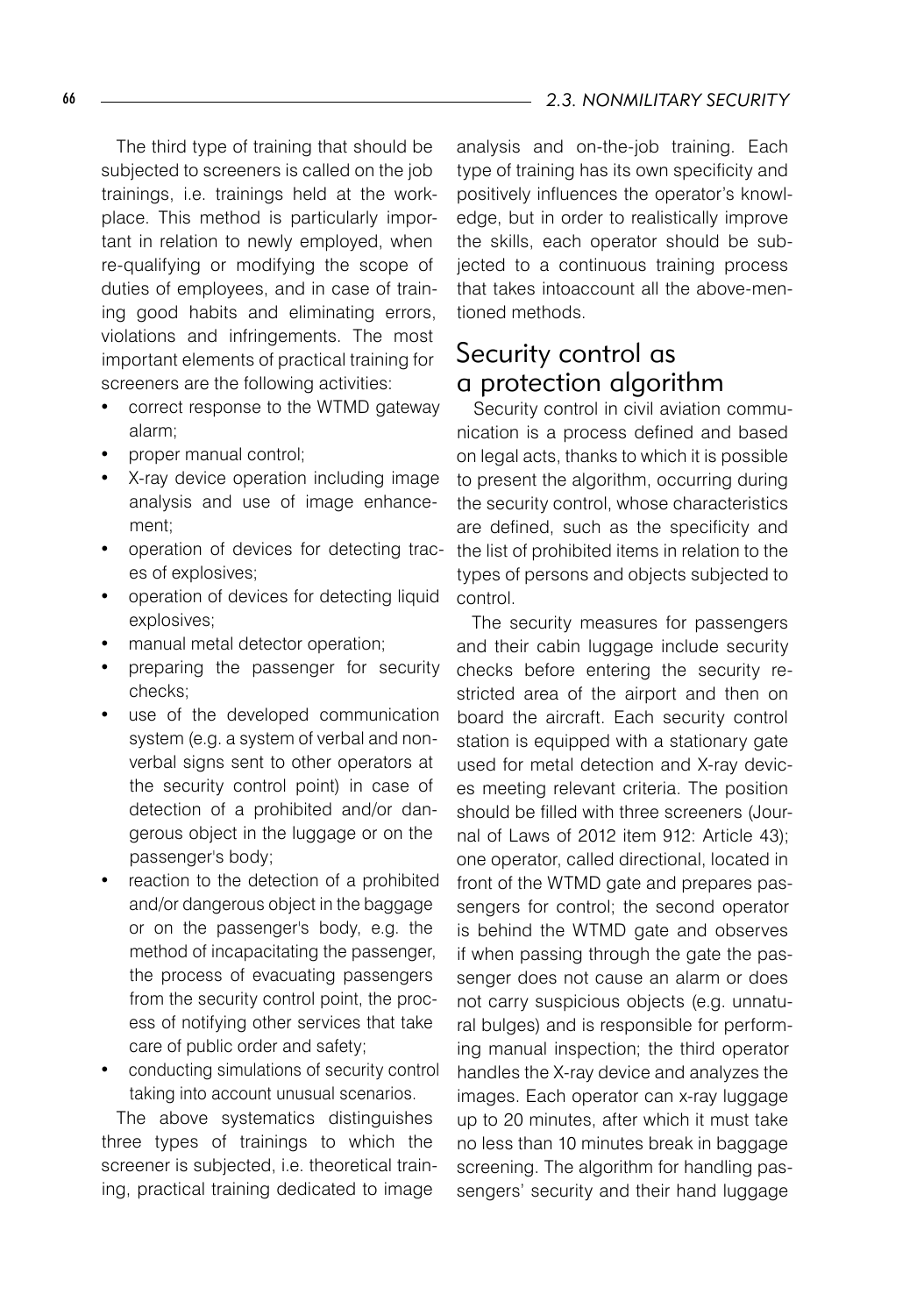The third type of training that should be subjected to screeners is called on the job trainings, i.e. trainings held at the workplace. This method is particularly important in relation to newly employed, when re-qualifying or modifying the scope of duties of employees, and in case of training good habits and eliminating errors, violations and infringements. The most important elements of practical training for screeners are the following activities:

- correct response to the WTMD gateway alarm;
- proper manual control;
- X-ray device operation including image analysis and use of image enhancement;
- operation of devices for detecting traces of explosives;
- operation of devices for detecting liquid explosives;
- manual metal detector operation;
- preparing the passenger for security checks;
- use of the developed communication system (e.g. a system of verbal and nonverbal signs sent to other operators at the security control point) in case of detection of a prohibited and/or dangerous object in the luggage or on the passenger's body;
- reaction to the detection of a prohibited and/or dangerous object in the baggage or on the passenger's body, e.g. the method of incapacitating the passenger, the process of evacuating passengers from the security control point, the process of notifying other services that take care of public order and safety;
- conducting simulations of security control taking into account unusual scenarios.

The above systematics distinguishes three types of trainings to which the screener is subjected, i.e. theoretical training, practical training dedicated to image analysis and on-the-job training. Each type of training has its own specificity and positively influences the operator's knowledge, but in order to realistically improve the skills, each operator should be subjected to a continuous training process that takes intoaccount all the above-mentioned methods.

## Security control as a protection algorithm

Security control in civil aviation communication is a process defined and based on legal acts, thanks to which it is possible to present the algorithm, occurring during the security control, whose characteristics are defined, such as the specificity and the list of prohibited items in relation to the types of persons and objects subjected to control.

The security measures for passengers and their cabin luggage include security checks before entering the security restricted area of the airport and then on board the aircraft. Each security control station is equipped with a stationary gate used for metal detection and X-ray devices meeting relevant criteria. The position should be filled with three screeners (Journal of Laws of 2012 item 912: Article 43); one operator, called directional, located in front of the WTMD gate and prepares passengers for control; the second operator is behind the WTMD gate and observes if when passing through the gate the passenger does not cause an alarm or does not carry suspicious objects (e.g. unnatural bulges) and is responsible for performing manual inspection; the third operator handles the X-ray device and analyzes the images. Each operator can x-ray luggage up to 20 minutes, after which it must take no less than 10 minutes break in baggage screening. The algorithm for handling passengers' security and their hand luggage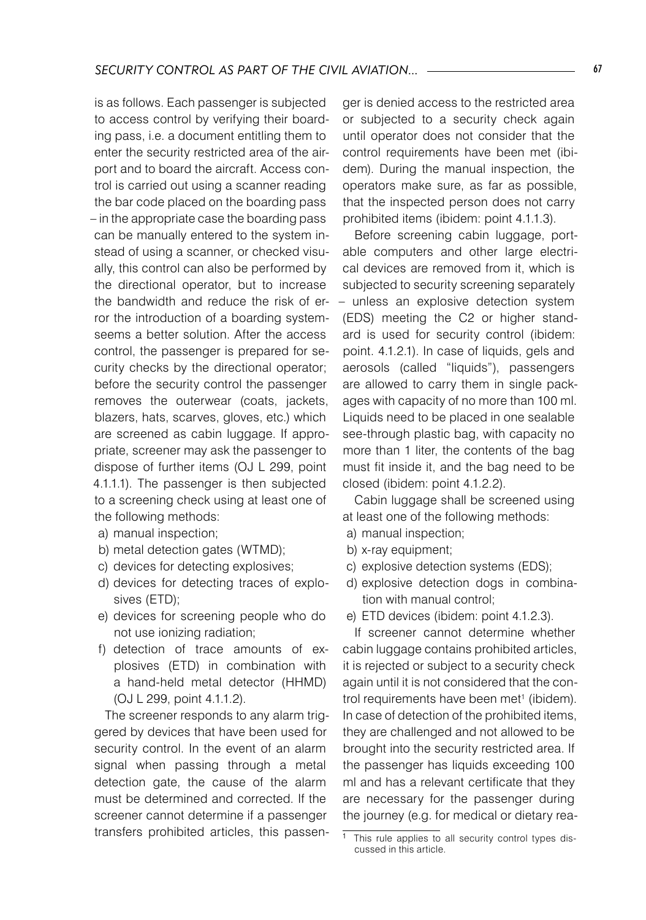is as follows. Each passenger is subjected to access control by verifying their boarding pass, i.e. a document entitling them to enter the security restricted area of the airport and to board the aircraft. Access control is carried out using a scanner reading the bar code placed on the boarding pass – in the appropriate case the boarding pass can be manually entered to the system instead of using a scanner, or checked visually, this control can also be performed by the directional operator, but to increase the bandwidth and reduce the risk of error the introduction of a boarding systemseems a better solution. After the access control, the passenger is prepared for security checks by the directional operator; before the security control the passenger removes the outerwear (coats, jackets, blazers, hats, scarves, gloves, etc.) which are screened as cabin luggage. If appropriate, screener may ask the passenger to dispose of further items (OJ L 299, point 4.1.1.1). The passenger is then subjected to a screening check using at least one of the following methods:

a) manual inspection;
b) metal detection gates (WTMD);
c) devices for detecting explosives;
d) devices for detecting traces of explosives (ETD);
e) devices for screening people who do not use ionizing radiation;
f) detection of trace amounts of explosives (ETD) in combination with a hand-held metal detector (HHMD) (OJ L 299, point 4.1.1.2).

The screener responds to any alarm triggered by devices that have been used for security control. In the event of an alarm signal when passing through a metal detection gate, the cause of the alarm must be determined and corrected. If the screener cannot determine if a passenger transfers prohibited articles, this passenger is denied access to the restricted area or subjected to a security check again until operator does not consider that the control requirements have been met (ibidem). During the manual inspection, the operators make sure, as far as possible, that the inspected person does not carry prohibited items (ibidem: point 4.1.1.3).

Before screening cabin luggage, portable computers and other large electrical devices are removed from it, which is subjected to security screening separately – unless an explosive detection system (EDS) meeting the C2 or higher standard is used for security control (ibidem: point. 4.1.2.1). In case of liquids, gels and aerosols (called "liquids"), passengers are allowed to carry them in single packages with capacity of no more than 100 ml. Liquids need to be placed in one sealable see-through plastic bag, with capacity no more than 1 liter, the contents of the bag must fit inside it, and the bag need to be closed (ibidem: point 4.1.2.2).

Cabin luggage shall be screened using at least one of the following methods:

a) manual inspection;
b) x-ray equipment;
c) explosive detection systems (EDS);
d) explosive detection dogs in combination with manual control;
e) ETD devices (ibidem: point 4.1.2.3).

If screener cannot determine whether cabin luggage contains prohibited articles, it is rejected or subject to a security check again until it is not considered that the control requirements have been met[1] (ibidem). In case of detection of the prohibited items, they are challenged and not allowed to be brought into the security restricted area. If the passenger has liquids exceeding 100 ml and has a relevant certificate that they are necessary for the passenger during the journey (e.g. for medical or dietary rea-

[1] This rule applies to all security control types discussed in this article.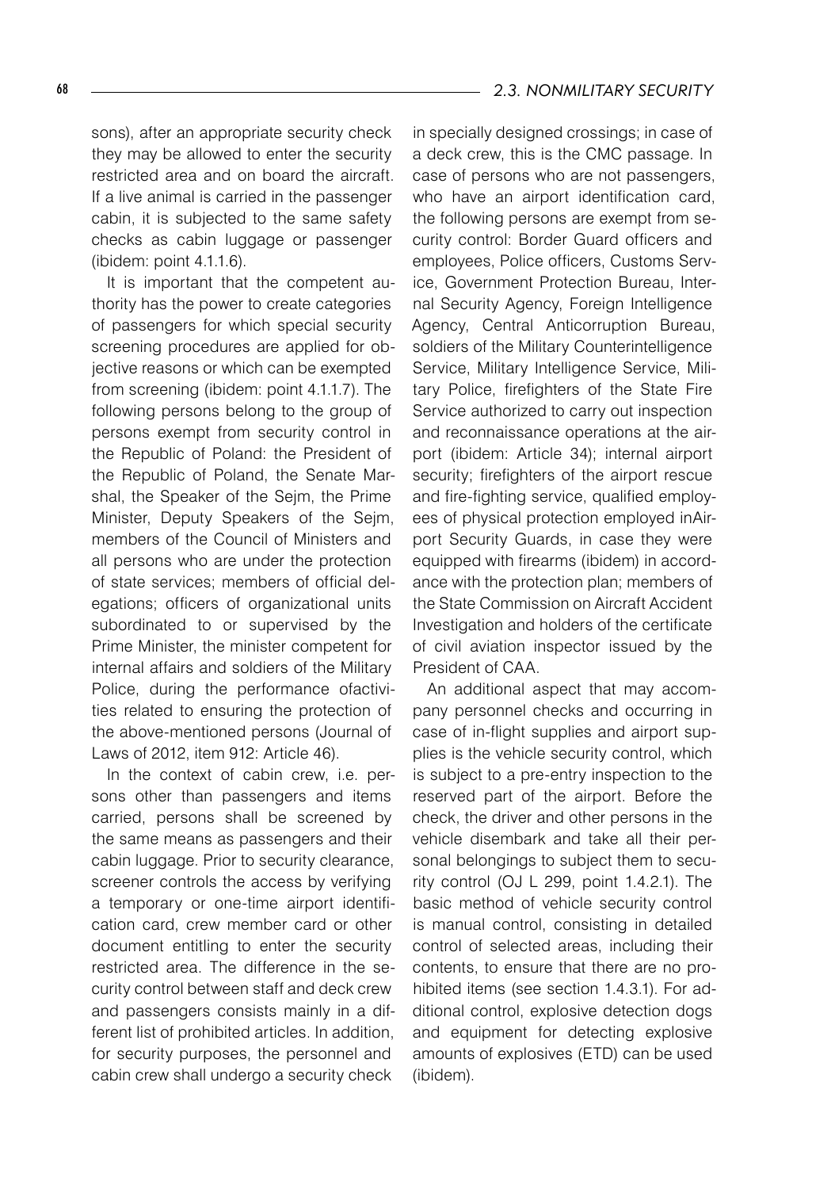sons), after an appropriate security check they may be allowed to enter the security restricted area and on board the aircraft. If a live animal is carried in the passenger cabin, it is subjected to the same safety checks as cabin luggage or passenger (ibidem: point 4.1.1.6).

It is important that the competent authority has the power to create categories of passengers for which special security screening procedures are applied for objective reasons or which can be exempted from screening (ibidem: point 4.1.1.7). The following persons belong to the group of persons exempt from security control in the Republic of Poland: the President of the Republic of Poland, the Senate Marshal, the Speaker of the Sejm, the Prime Minister, Deputy Speakers of the Sejm, members of the Council of Ministers and all persons who are under the protection of state services; members of official delegations; officers of organizational units subordinated to or supervised by the Prime Minister, the minister competent for internal affairs and soldiers of the Military Police, during the performance ofactivities related to ensuring the protection of the above-mentioned persons (Journal of Laws of 2012, item 912: Article 46).

In the context of cabin crew, i.e. persons other than passengers and items carried, persons shall be screened by the same means as passengers and their cabin luggage. Prior to security clearance, screener controls the access by verifying a temporary or one-time airport identification card, crew member card or other document entitling to enter the security restricted area. The difference in the security control between staff and deck crew and passengers consists mainly in a different list of prohibited articles. In addition, for security purposes, the personnel and cabin crew shall undergo a security check in specially designed crossings; in case of a deck crew, this is the CMC passage. In case of persons who are not passengers, who have an airport identification card, the following persons are exempt from security control: Border Guard officers and employees, Police officers, Customs Service, Government Protection Bureau, Internal Security Agency, Foreign Intelligence Agency, Central Anticorruption Bureau, soldiers of the Military Counterintelligence Service, Military Intelligence Service, Military Police, firefighters of the State Fire Service authorized to carry out inspection and reconnaissance operations at the airport (ibidem: Article 34); internal airport security; firefighters of the airport rescue and fire-fighting service, qualified employees of physical protection employed inAirport Security Guards, in case they were equipped with firearms (ibidem) in accordance with the protection plan; members of the State Commission on Aircraft Accident Investigation and holders of the certificate of civil aviation inspector issued by the President of CAA.

An additional aspect that may accompany personnel checks and occurring in case of in-flight supplies and airport supplies is the vehicle security control, which is subject to a pre-entry inspection to the reserved part of the airport. Before the check, the driver and other persons in the vehicle disembark and take all their personal belongings to subject them to security control (OJ L 299, point 1.4.2.1). The basic method of vehicle security control is manual control, consisting in detailed control of selected areas, including their contents, to ensure that there are no prohibited items (see section 1.4.3.1). For additional control, explosive detection dogs and equipment for detecting explosive amounts of explosives (ETD) can be used (ibidem).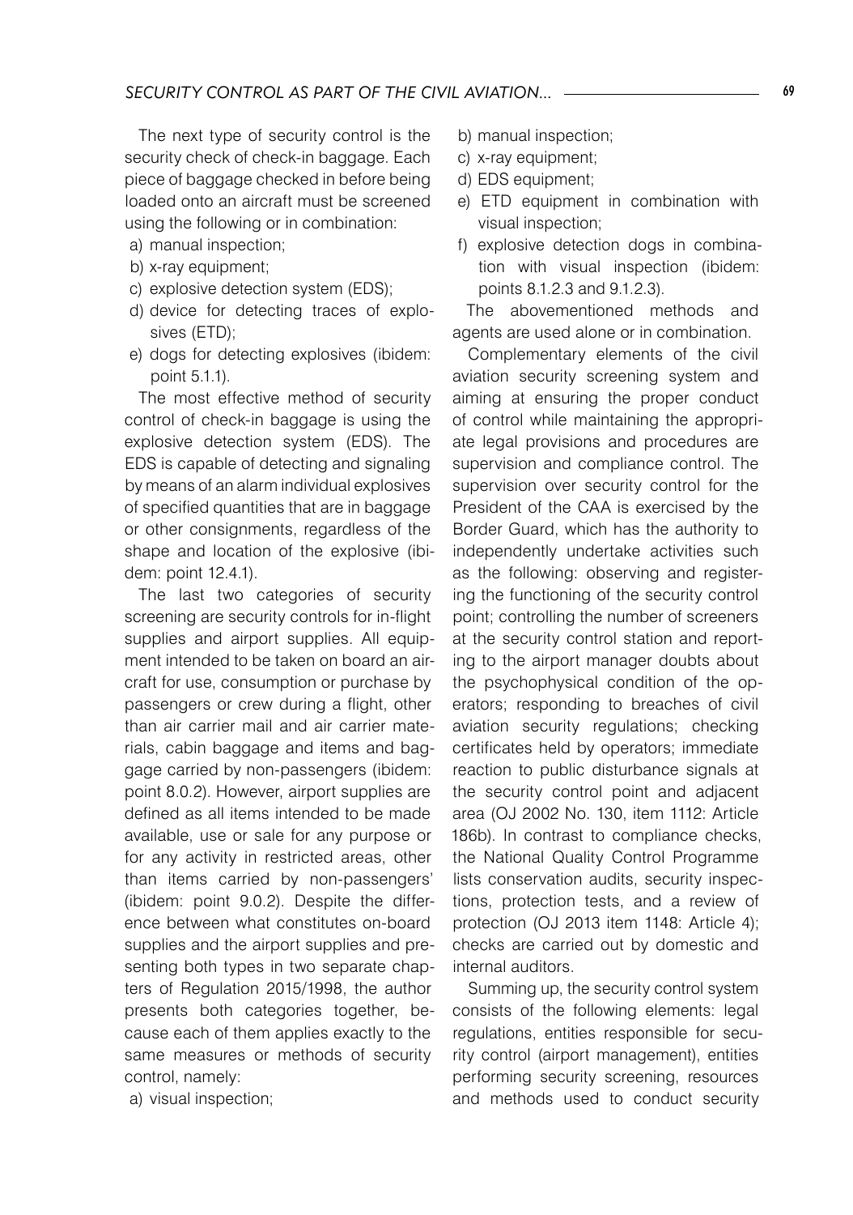The next type of security control is the security check of check-in baggage. Each piece of baggage checked in before being loaded onto an aircraft must be screened using the following or in combination:

a) manual inspection;
b) x-ray equipment;
c) explosive detection system (EDS);
d) device for detecting traces of explosives (ETD);
e) dogs for detecting explosives (ibidem: point 5.1.1).

The most effective method of security control of check-in baggage is using the explosive detection system (EDS). The EDS is capable of detecting and signaling by means of an alarm individual explosives of specified quantities that are in baggage or other consignments, regardless of the shape and location of the explosive (ibidem: point 12.4.1).

The last two categories of security screening are security controls for in-flight supplies and airport supplies. All equipment intended to be taken on board an aircraft for use, consumption or purchase by passengers or crew during a flight, other than air carrier mail and air carrier materials, cabin baggage and items and baggage carried by non-passengers (ibidem: point 8.0.2). However, airport supplies are defined as all items intended to be made available, use or sale for any purpose or for any activity in restricted areas, other than items carried by non-passengers' (ibidem: point 9.0.2). Despite the difference between what constitutes on-board supplies and the airport supplies and presenting both types in two separate chapters of Regulation 2015/1998, the author presents both categories together, because each of them applies exactly to the same measures or methods of security control, namely:

a) visual inspection;
b) manual inspection;
c) x-ray equipment;
d) EDS equipment;
e) ETD equipment in combination with visual inspection;
f) explosive detection dogs in combination with visual inspection (ibidem: points 8.1.2.3 and 9.1.2.3).

The abovementioned methods and agents are used alone or in combination.

Complementary elements of the civil aviation security screening system and aiming at ensuring the proper conduct of control while maintaining the appropriate legal provisions and procedures are supervision and compliance control. The supervision over security control for the President of the CAA is exercised by the Border Guard, which has the authority to independently undertake activities such as the following: observing and registering the functioning of the security control point; controlling the number of screeners at the security control station and reporting to the airport manager doubts about the psychophysical condition of the operators; responding to breaches of civil aviation security regulations; checking certificates held by operators; immediate reaction to public disturbance signals at the security control point and adjacent area (OJ 2002 No. 130, item 1112: Article 186b). In contrast to compliance checks, the National Quality Control Programme lists conservation audits, security inspections, protection tests, and a review of protection (OJ 2013 item 1148: Article 4); checks are carried out by domestic and internal auditors.

Summing up, the security control system consists of the following elements: legal regulations, entities responsible for security control (airport management), entities performing security screening, resources and methods used to conduct security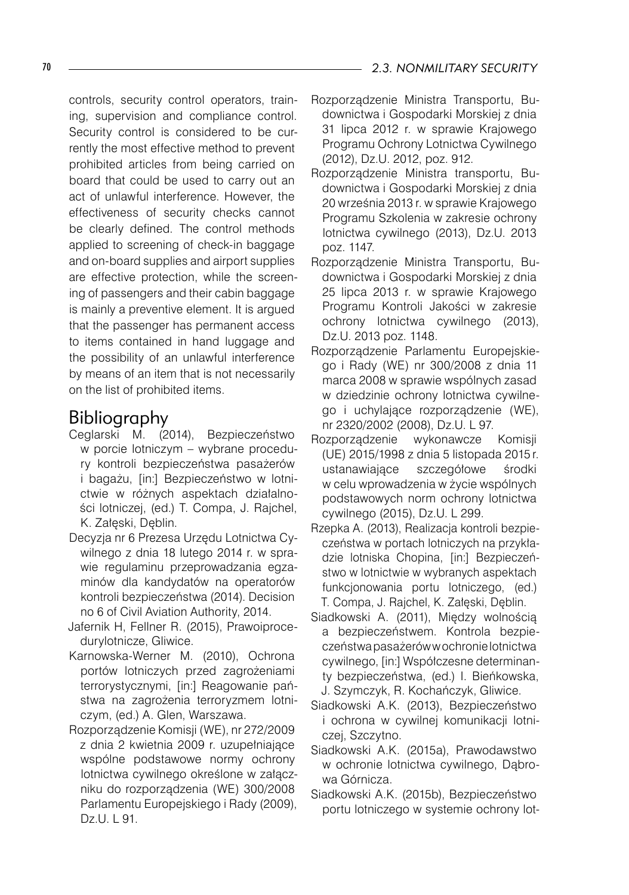controls, security control operators, training, supervision and compliance control. Security control is considered to be currently the most effective method to prevent prohibited articles from being carried on board that could be used to carry out an act of unlawful interference. However, the effectiveness of security checks cannot be clearly defined. The control methods applied to screening of check-in baggage and on-board supplies and airport supplies are effective protection, while the screening of passengers and their cabin baggage is mainly a preventive element. It is argued that the passenger has permanent access to items contained in hand luggage and the possibility of an unlawful interference by means of an item that is not necessarily on the list of prohibited items.

## Bibliography

Ceglarski M. (2014), Bezpieczeństwo w porcie lotniczym – wybrane procedury kontroli bezpieczeństwa pasażerów i bagażu, [in:] Bezpieczeństwo w lotnictwie w różnych aspektach działalności lotniczej, (ed.) T. Compa, J. Rajchel, K. Załęski, Dęblin.

Decyzja nr 6 Prezesa Urzędu Lotnictwa Cywilnego z dnia 18 lutego 2014 r. w sprawie regulaminu przeprowadzania egzaminów dla kandydatów na operatorów kontroli bezpieczeństwa (2014). Decision no 6 of Civil Aviation Authority, 2014.

Jafernik H, Fellner R. (2015), Prawoiprocedurylotnicze, Gliwice.

Karnowska-Werner M. (2010), Ochrona portów lotniczych przed zagrożeniami terrorystycznymi, [in:] Reagowanie państwa na zagrożenia terroryzmem lotniczym, (ed.) A. Glen, Warszawa.

Rozporządzenie Komisji (WE), nr 272/2009 z dnia 2 kwietnia 2009 r. uzupełniające wspólne podstawowe normy ochrony lotnictwa cywilnego określone w załączniku do rozporządzenia (WE) 300/2008 Parlamentu Europejskiego i Rady (2009), Dz.U. L 91.

Rozporządzenie Ministra Transportu, Budownictwa i Gospodarki Morskiej z dnia 31 lipca 2012 r. w sprawie Krajowego Programu Ochrony Lotnictwa Cywilnego (2012), Dz.U. 2012, poz. 912.

Rozporządzenie Ministra transportu, Budownictwa i Gospodarki Morskiej z dnia 20 września 2013 r. w sprawie Krajowego Programu Szkolenia w zakresie ochrony lotnictwa cywilnego (2013), Dz.U. 2013 poz. 1147.

Rozporządzenie Ministra Transportu, Budownictwa i Gospodarki Morskiej z dnia 25 lipca 2013 r. w sprawie Krajowego Programu Kontroli Jakości w zakresie ochrony lotnictwa cywilnego (2013), Dz.U. 2013 poz. 1148.

Rozporządzenie Parlamentu Europejskiego i Rady (WE) nr 300/2008 z dnia 11 marca 2008 w sprawie wspólnych zasad w dziedzinie ochrony lotnictwa cywilnego i uchylające rozporządzenie (WE), nr 2320/2002 (2008), Dz.U. L 97.

Rozporządzenie wykonawcze Komisji (UE) 2015/1998 z dnia 5 listopada 2015 r. ustanawiające szczegółowe środki w celu wprowadzenia w życie wspólnych podstawowych norm ochrony lotnictwa cywilnego (2015), Dz.U. L 299.

Rzepka A. (2013), Realizacja kontroli bezpieczeństwa w portach lotniczych na przykładzie lotniska Chopina, [in:] Bezpieczeństwo w lotnictwie w wybranych aspektach funkcjonowania portu lotniczego, (ed.) T. Compa, J. Rajchel, K. Załęski, Dęblin.

Siadkowski A. (2011), Między wolnością a bezpieczeństwem. Kontrola bezpieczeństwa pasażerów w ochronie lotnictwa cywilnego, [in:] Współczesne determinanty bezpieczeństwa, (ed.) I. Bieńkowska, J. Szymczyk, R. Kochańczyk, Gliwice.

Siadkowski A.K. (2013), Bezpieczeństwo i ochrona w cywilnej komunikacji lotniczej, Szczytno.

Siadkowski A.K. (2015a), Prawodawstwo w ochronie lotnictwa cywilnego, Dąbrowa Górnicza.

Siadkowski A.K. (2015b), Bezpieczeństwo portu lotniczego w systemie ochrony lot-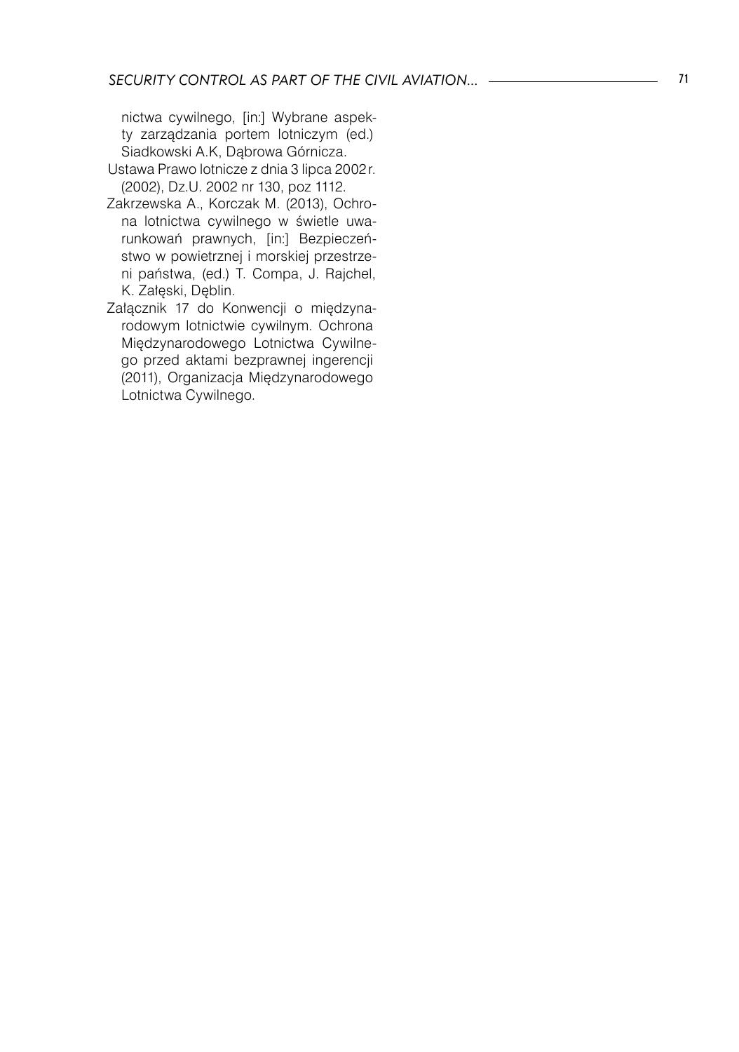nictwa cywilnego, [in:] Wybrane aspekty zarządzania portem lotniczym (ed.) Siadkowski A.K, Dąbrowa Górnicza.

Ustawa Prawo lotnicze z dnia 3 lipca 2002 r. (2002), Dz.U. 2002 nr 130, poz 1112.

Zakrzewska A., Korczak M. (2013), Ochrona lotnictwa cywilnego w świetle uwarunkowań prawnych, [in:] Bezpieczeństwo w powietrznej i morskiej przestrzeni państwa, (ed.) T. Compa, J. Rajchel, K. Załęski, Dęblin.

Załącznik 17 do Konwencji o międzynarodowym lotnictwie cywilnym. Ochrona Międzynarodowego Lotnictwa Cywilnego przed aktami bezprawnej ingerencji (2011), Organizacja Międzynarodowego Lotnictwa Cywilnego.